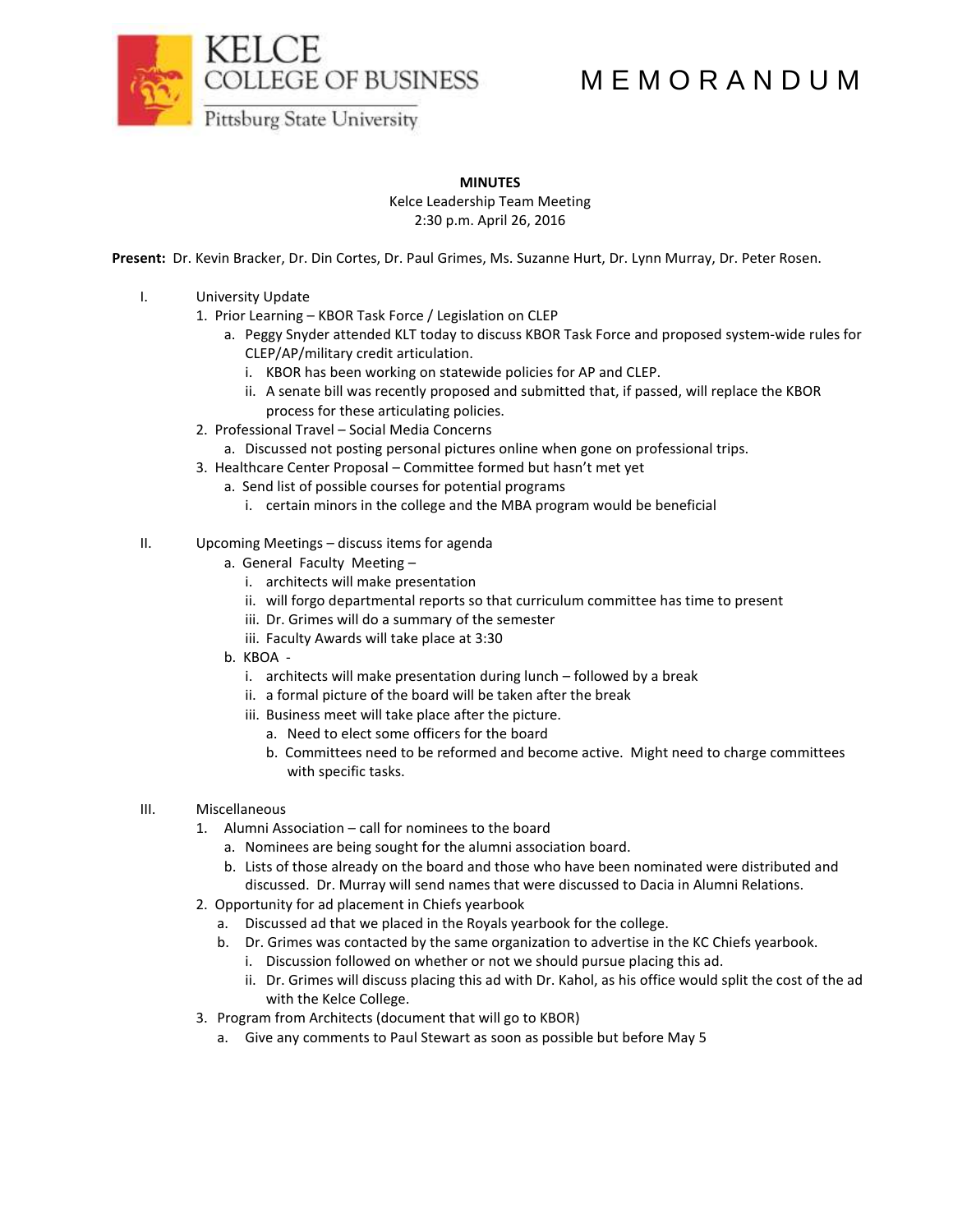KELCE COLLEGE OF BUSINESS
Pittsburg State University

# M E M O R A N D U M

**MINUTES**
Kelce Leadership Team Meeting
2:30 p.m. April 26, 2016

**Present:** Dr. Kevin Bracker, Dr. Din Cortes, Dr. Paul Grimes, Ms. Suzanne Hurt, Dr. Lynn Murray, Dr. Peter Rosen.

I. University Update
   1. Prior Learning – KBOR Task Force / Legislation on CLEP
      a. Peggy Snyder attended KLT today to discuss KBOR Task Force and proposed system-wide rules for CLEP/AP/military credit articulation.
         i. KBOR has been working on statewide policies for AP and CLEP.
         ii. A senate bill was recently proposed and submitted that, if passed, will replace the KBOR process for these articulating policies.
   2. Professional Travel – Social Media Concerns
      a. Discussed not posting personal pictures online when gone on professional trips.
   3. Healthcare Center Proposal – Committee formed but hasn't met yet
      a. Send list of possible courses for potential programs
         i. certain minors in the college and the MBA program would be beneficial

II. Upcoming Meetings – discuss items for agenda
      a. General Faculty Meeting –
         i. architects will make presentation
         ii. will forgo departmental reports so that curriculum committee has time to present
         iii. Dr. Grimes will do a summary of the semester
         iii. Faculty Awards will take place at 3:30
      b. KBOA -
         i. architects will make presentation during lunch – followed by a break
         ii. a formal picture of the board will be taken after the break
         iii. Business meet will take place after the picture.
            a. Need to elect some officers for the board
            b. Committees need to be reformed and become active. Might need to charge committees with specific tasks.

III. Miscellaneous
   1. Alumni Association – call for nominees to the board
      a. Nominees are being sought for the alumni association board.
      b. Lists of those already on the board and those who have been nominated were distributed and discussed. Dr. Murray will send names that were discussed to Dacia in Alumni Relations.
   2. Opportunity for ad placement in Chiefs yearbook
      a. Discussed ad that we placed in the Royals yearbook for the college.
      b. Dr. Grimes was contacted by the same organization to advertise in the KC Chiefs yearbook.
         i. Discussion followed on whether or not we should pursue placing this ad.
         ii. Dr. Grimes will discuss placing this ad with Dr. Kahol, as his office would split the cost of the ad with the Kelce College.
   3. Program from Architects (document that will go to KBOR)
      a. Give any comments to Paul Stewart as soon as possible but before May 5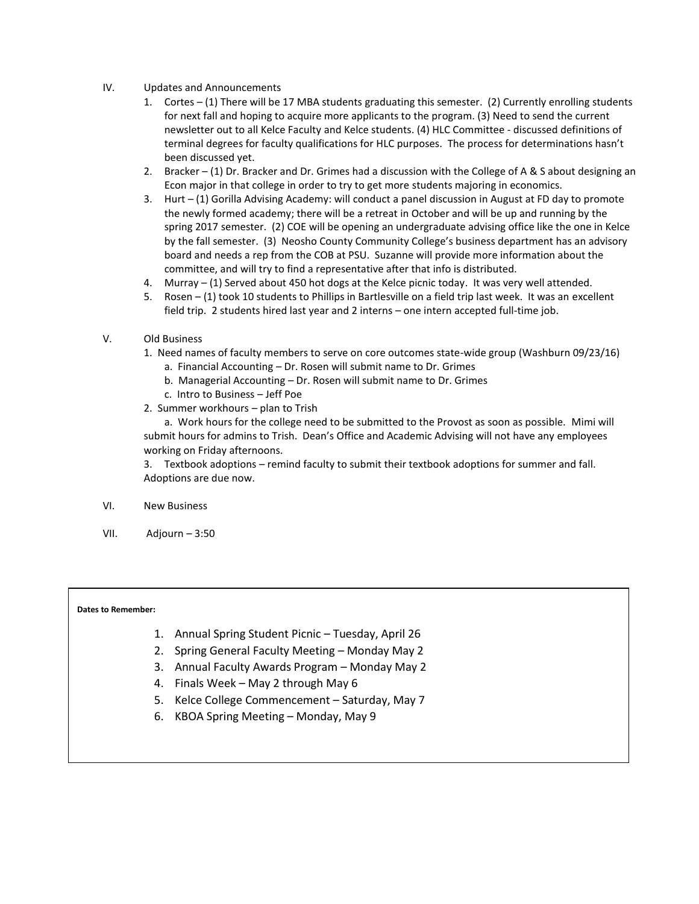IV. Updates and Announcements

1. Cortes – (1) There will be 17 MBA students graduating this semester. (2) Currently enrolling students for next fall and hoping to acquire more applicants to the program. (3) Need to send the current newsletter out to all Kelce Faculty and Kelce students. (4) HLC Committee - discussed definitions of terminal degrees for faculty qualifications for HLC purposes. The process for determinations hasn't been discussed yet.
2. Bracker – (1) Dr. Bracker and Dr. Grimes had a discussion with the College of A & S about designing an Econ major in that college in order to try to get more students majoring in economics.
3. Hurt – (1) Gorilla Advising Academy: will conduct a panel discussion in August at FD day to promote the newly formed academy; there will be a retreat in October and will be up and running by the spring 2017 semester. (2) COE will be opening an undergraduate advising office like the one in Kelce by the fall semester. (3) Neosho County Community College's business department has an advisory board and needs a rep from the COB at PSU. Suzanne will provide more information about the committee, and will try to find a representative after that info is distributed.
4. Murray – (1) Served about 450 hot dogs at the Kelce picnic today. It was very well attended.
5. Rosen – (1) took 10 students to Phillips in Bartlesville on a field trip last week. It was an excellent field trip. 2 students hired last year and 2 interns – one intern accepted full-time job.

V. Old Business

1. Need names of faculty members to serve on core outcomes state-wide group (Washburn 09/23/16)
   a. Financial Accounting – Dr. Rosen will submit name to Dr. Grimes
   b. Managerial Accounting – Dr. Rosen will submit name to Dr. Grimes
   c. Intro to Business – Jeff Poe
2. Summer workhours – plan to Trish
   a. Work hours for the college need to be submitted to the Provost as soon as possible. Mimi will submit hours for admins to Trish. Dean's Office and Academic Advising will not have any employees working on Friday afternoons.
3. Textbook adoptions – remind faculty to submit their textbook adoptions for summer and fall. Adoptions are due now.

VI. New Business

VII. Adjourn – 3:50

**Dates to Remember:**

1. Annual Spring Student Picnic – Tuesday, April 26
2. Spring General Faculty Meeting – Monday May 2
3. Annual Faculty Awards Program – Monday May 2
4. Finals Week – May 2 through May 6
5. Kelce College Commencement – Saturday, May 7
6. KBOA Spring Meeting – Monday, May 9